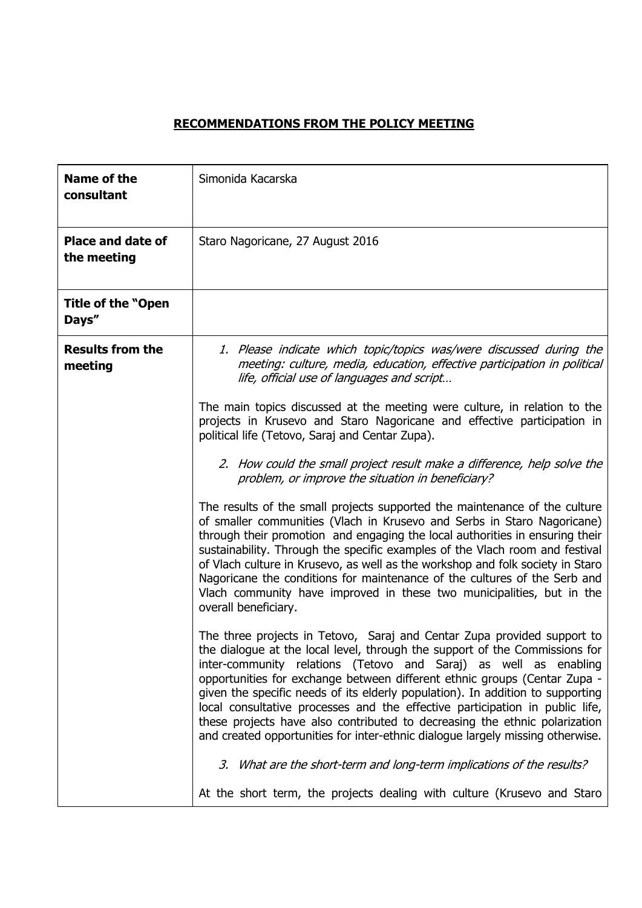**RECOMMENDATIONS FROM THE POLICY MEETING**

| | |
|---|---|
| **Name of the consultant** | Simonida Kacarska |
| **Place and date of the meeting** | Staro Nagoricane, 27 August 2016 |
| **Title of the "Open Days"** | |
| **Results from the meeting** | *1. Please indicate which topic/topics was/were discussed during the meeting: culture, media, education, effective participation in political life, official use of languages and script…*<br><br>The main topics discussed at the meeting were culture, in relation to the projects in Krusevo and Staro Nagoricane and effective participation in political life (Tetovo, Saraj and Centar Zupa).<br><br>*2. How could the small project result make a difference, help solve the problem, or improve the situation in beneficiary?*<br><br>The results of the small projects supported the maintenance of the culture of smaller communities (Vlach in Krusevo and Serbs in Staro Nagoricane) through their promotion and engaging the local authorities in ensuring their sustainability. Through the specific examples of the Vlach room and festival of Vlach culture in Krusevo, as well as the workshop and folk society in Staro Nagoricane the conditions for maintenance of the cultures of the Serb and Vlach community have improved in these two municipalities, but in the overall beneficiary.<br><br>The three projects in Tetovo, Saraj and Centar Zupa provided support to the dialogue at the local level, through the support of the Commissions for inter-community relations (Tetovo and Saraj) as well as enabling opportunities for exchange between different ethnic groups (Centar Zupa - given the specific needs of its elderly population). In addition to supporting local consultative processes and the effective participation in public life, these projects have also contributed to decreasing the ethnic polarization and created opportunities for inter-ethnic dialogue largely missing otherwise.<br><br>*3. What are the short-term and long-term implications of the results?*<br><br>At the short term, the projects dealing with culture (Krusevo and Staro |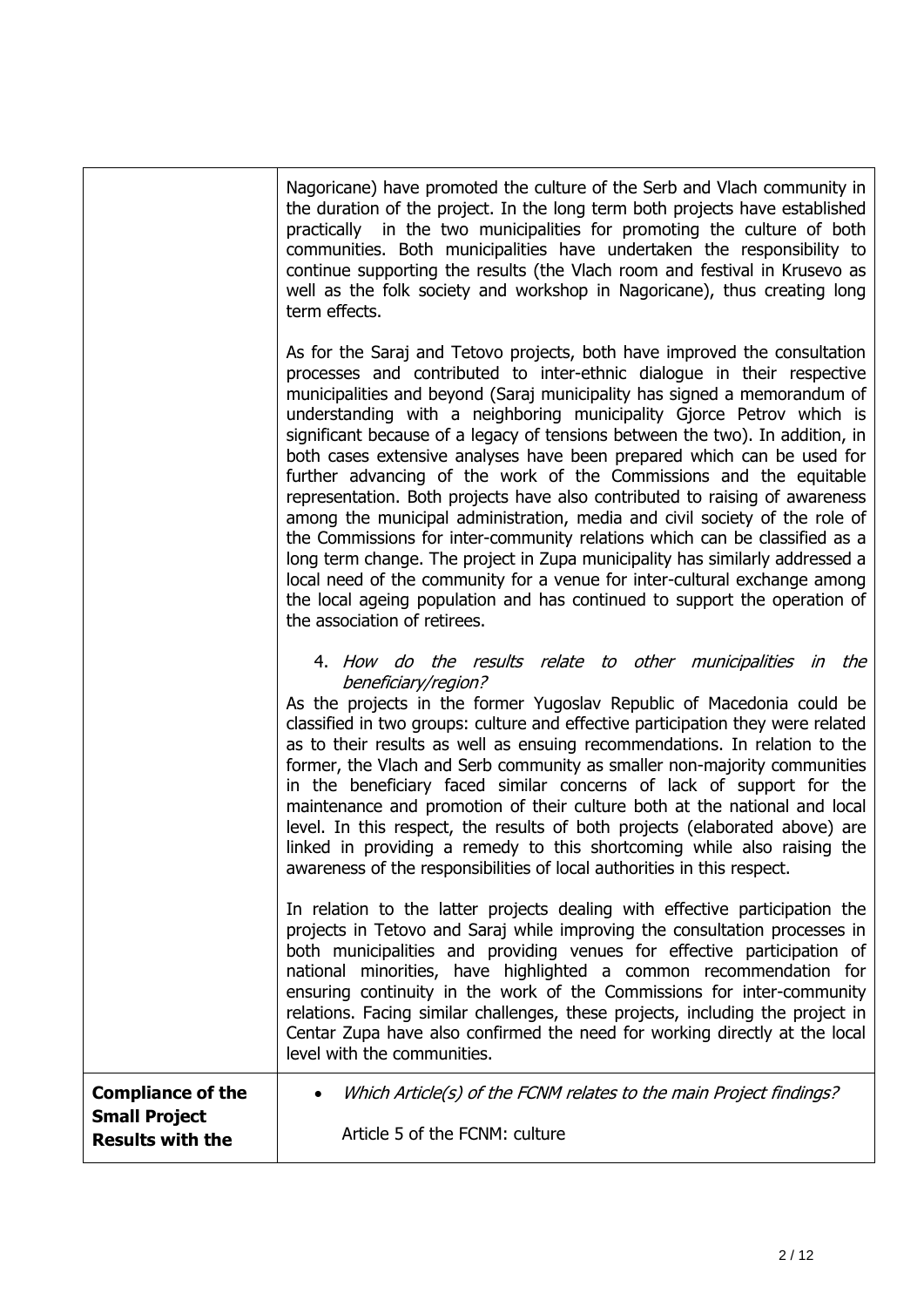| | |
|---|---|
| | Nagoricane) have promoted the culture of the Serb and Vlach community in the duration of the project. In the long term both projects have established practically in the two municipalities for promoting the culture of both communities. Both municipalities have undertaken the responsibility to continue supporting the results (the Vlach room and festival in Krusevo as well as the folk society and workshop in Nagoricane), thus creating long term effects.<br><br>As for the Saraj and Tetovo projects, both have improved the consultation processes and contributed to inter-ethnic dialogue in their respective municipalities and beyond (Saraj municipality has signed a memorandum of understanding with a neighboring municipality Gjorce Petrov which is significant because of a legacy of tensions between the two). In addition, in both cases extensive analyses have been prepared which can be used for further advancing of the work of the Commissions and the equitable representation. Both projects have also contributed to raising of awareness among the municipal administration, media and civil society of the role of the Commissions for inter-community relations which can be classified as a long term change. The project in Zupa municipality has similarly addressed a local need of the community for a venue for inter-cultural exchange among the local ageing population and has continued to support the operation of the association of retirees.<br><br>4. *How do the results relate to other municipalities in the beneficiary/region?*<br>As the projects in the former Yugoslav Republic of Macedonia could be classified in two groups: culture and effective participation they were related as to their results as well as ensuing recommendations. In relation to the former, the Vlach and Serb community as smaller non-majority communities in the beneficiary faced similar concerns of lack of support for the maintenance and promotion of their culture both at the national and local level. In this respect, the results of both projects (elaborated above) are linked in providing a remedy to this shortcoming while also raising the awareness of the responsibilities of local authorities in this respect.<br><br>In relation to the latter projects dealing with effective participation the projects in Tetovo and Saraj while improving the consultation processes in both municipalities and providing venues for effective participation of national minorities, have highlighted a common recommendation for ensuring continuity in the work of the Commissions for inter-community relations. Facing similar challenges, these projects, including the project in Centar Zupa have also confirmed the need for working directly at the local level with the communities. |
| **Compliance of the Small Project Results with the** | • *Which Article(s) of the FCNM relates to the main Project findings?*<br><br>Article 5 of the FCNM: culture |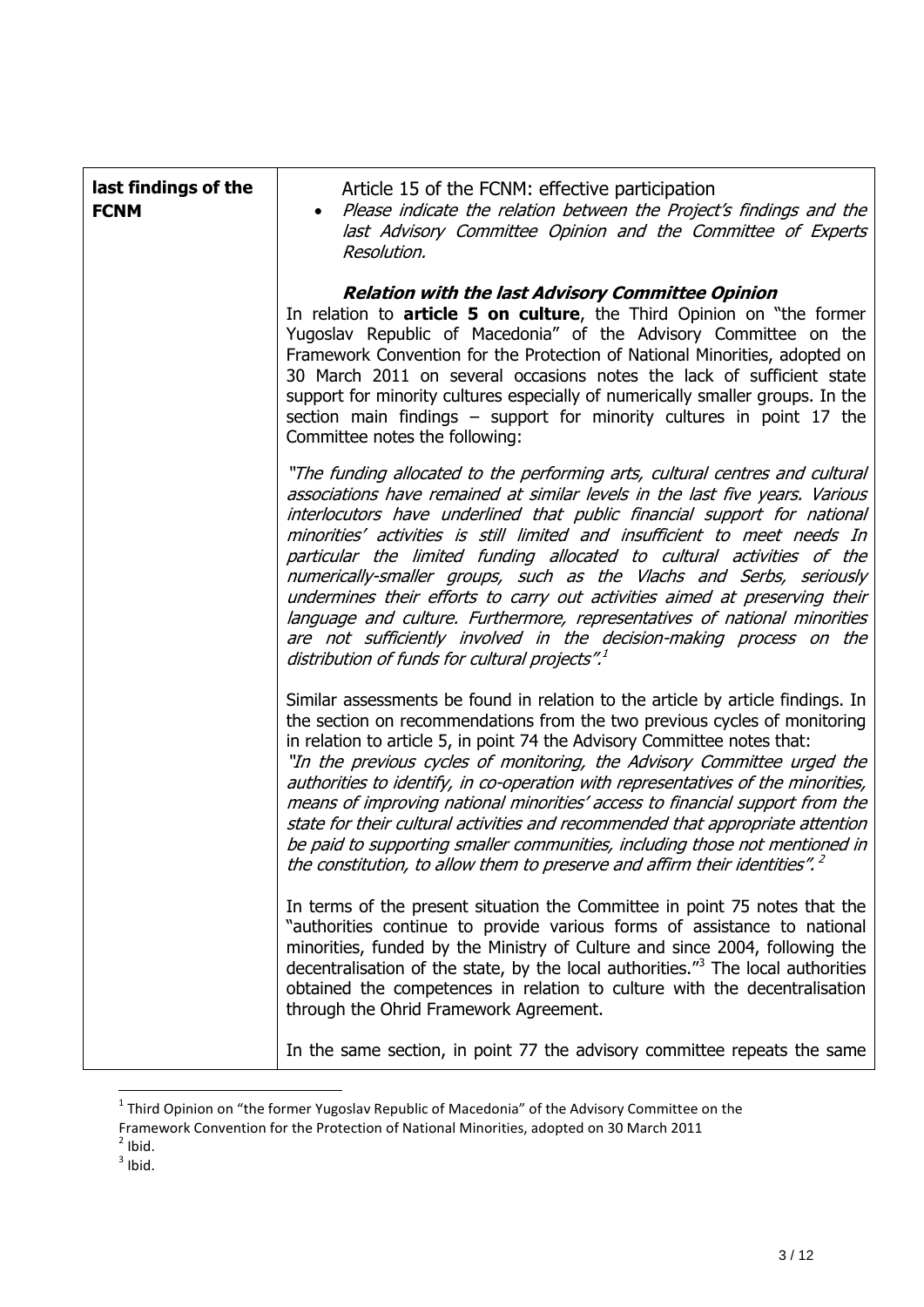| | |
|---|---|
| **last findings of the FCNM** | Article 15 of the FCNM: effective participation<br>• *Please indicate the relation between the Project's findings and the last Advisory Committee Opinion and the Committee of Experts Resolution.*<br><br>***Relation with the last Advisory Committee Opinion***<br>In relation to **article 5 on culture**, the Third Opinion on "the former Yugoslav Republic of Macedonia" of the Advisory Committee on the Framework Convention for the Protection of National Minorities, adopted on 30 March 2011 on several occasions notes the lack of sufficient state support for minority cultures especially of numerically smaller groups. In the section main findings – support for minority cultures in point 17 the Committee notes the following:<br><br>*"The funding allocated to the performing arts, cultural centres and cultural associations have remained at similar levels in the last five years. Various interlocutors have underlined that public financial support for national minorities' activities is still limited and insufficient to meet needs In particular the limited funding allocated to cultural activities of the numerically-smaller groups, such as the Vlachs and Serbs, seriously undermines their efforts to carry out activities aimed at preserving their language and culture. Furthermore, representatives of national minorities are not sufficiently involved in the decision-making process on the distribution of funds for cultural projects".*[1]<br><br>Similar assessments be found in relation to the article by article findings. In the section on recommendations from the two previous cycles of monitoring in relation to article 5, in point 74 the Advisory Committee notes that:<br>*"In the previous cycles of monitoring, the Advisory Committee urged the authorities to identify, in co-operation with representatives of the minorities, means of improving national minorities' access to financial support from the state for their cultural activities and recommended that appropriate attention be paid to supporting smaller communities, including those not mentioned in the constitution, to allow them to preserve and affirm their identities".* [2]<br><br>In terms of the present situation the Committee in point 75 notes that the "authorities continue to provide various forms of assistance to national minorities, funded by the Ministry of Culture and since 2004, following the decentralisation of the state, by the local authorities."[3] The local authorities obtained the competences in relation to culture with the decentralisation through the Ohrid Framework Agreement.<br><br>In the same section, in point 77 the advisory committee repeats the same |

[1] Third Opinion on "the former Yugoslav Republic of Macedonia" of the Advisory Committee on the Framework Convention for the Protection of National Minorities, adopted on 30 March 2011

[2] Ibid.

[3] Ibid.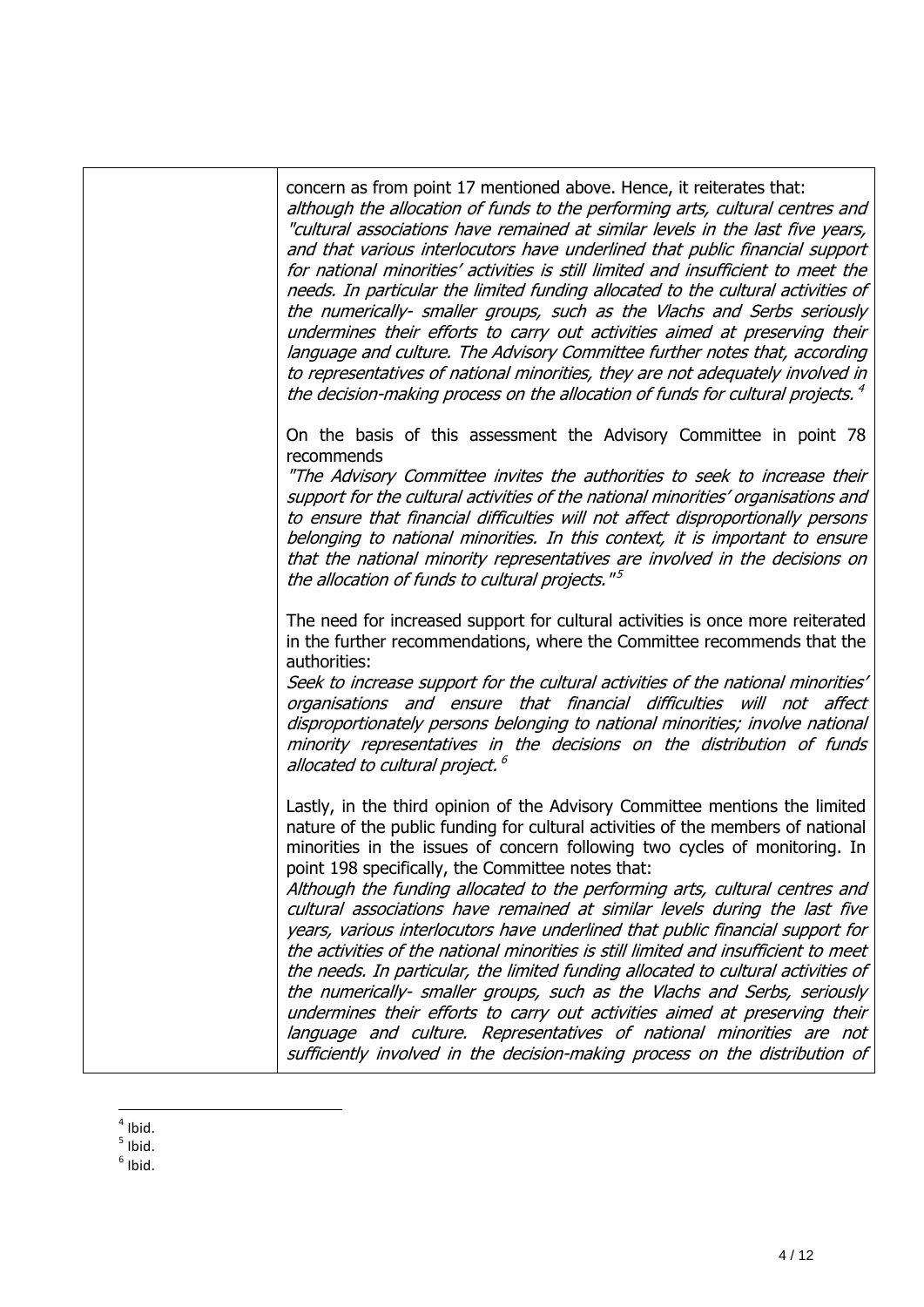| | concern as from point 17 mentioned above. Hence, it reiterates that:<br>*although the allocation of funds to the performing arts, cultural centres and "cultural associations have remained at similar levels in the last five years, and that various interlocutors have underlined that public financial support for national minorities' activities is still limited and insufficient to meet the needs. In particular the limited funding allocated to the cultural activities of the numerically- smaller groups, such as the Vlachs and Serbs seriously undermines their efforts to carry out activities aimed at preserving their language and culture. The Advisory Committee further notes that, according to representatives of national minorities, they are not adequately involved in the decision-making process on the allocation of funds for cultural projects.* [4]<br><br>On the basis of this assessment the Advisory Committee in point 78 recommends<br>*"The Advisory Committee invites the authorities to seek to increase their support for the cultural activities of the national minorities' organisations and to ensure that financial difficulties will not affect disproportionally persons belonging to national minorities. In this context, it is important to ensure that the national minority representatives are involved in the decisions on the allocation of funds to cultural projects."* [5]<br><br>The need for increased support for cultural activities is once more reiterated in the further recommendations, where the Committee recommends that the authorities:<br>*Seek to increase support for the cultural activities of the national minorities' organisations and ensure that financial difficulties will not affect disproportionately persons belonging to national minorities; involve national minority representatives in the decisions on the distribution of funds allocated to cultural project.* [6]<br><br>Lastly, in the third opinion of the Advisory Committee mentions the limited nature of the public funding for cultural activities of the members of national minorities in the issues of concern following two cycles of monitoring. In point 198 specifically, the Committee notes that:<br>*Although the funding allocated to the performing arts, cultural centres and cultural associations have remained at similar levels during the last five years, various interlocutors have underlined that public financial support for the activities of the national minorities is still limited and insufficient to meet the needs. In particular, the limited funding allocated to cultural activities of the numerically- smaller groups, such as the Vlachs and Serbs, seriously undermines their efforts to carry out activities aimed at preserving their language and culture. Representatives of national minorities are not sufficiently involved in the decision-making process on the distribution of* |
|---|---|

[4] Ibid.

[5] Ibid.

[6] Ibid.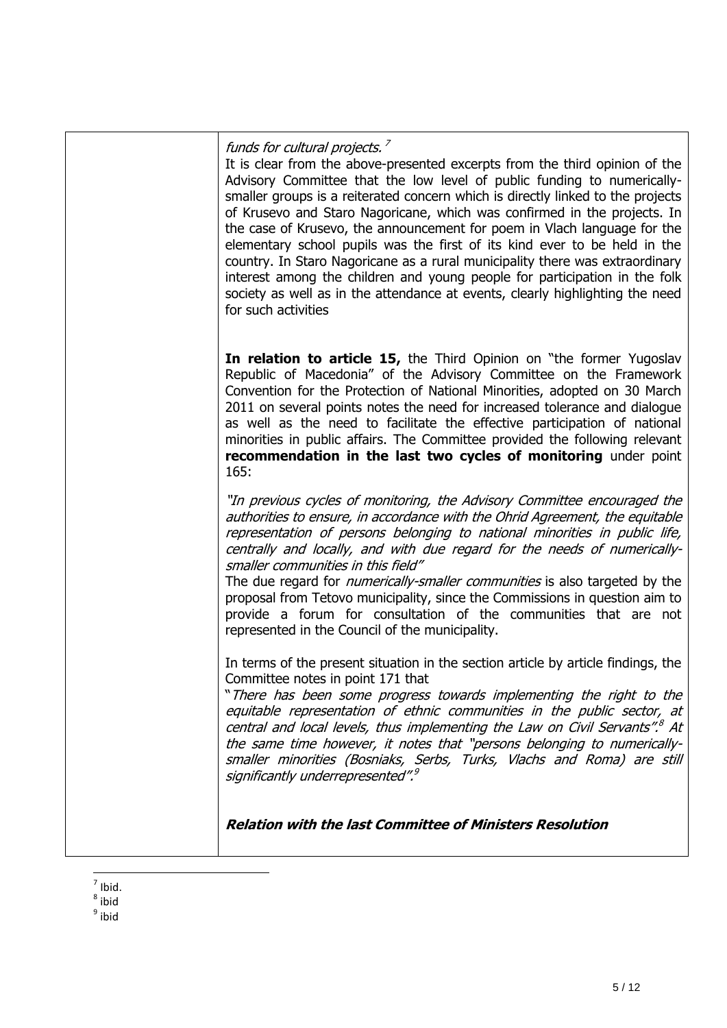| | *funds for cultural projects.*[7]<br><br>It is clear from the above-presented excerpts from the third opinion of the Advisory Committee that the low level of public funding to numerically-smaller groups is a reiterated concern which is directly linked to the projects of Krusevo and Staro Nagoricane, which was confirmed in the projects. In the case of Krusevo, the announcement for poem in Vlach language for the elementary school pupils was the first of its kind ever to be held in the country. In Staro Nagoricane as a rural municipality there was extraordinary interest among the children and young people for participation in the folk society as well as in the attendance at events, clearly highlighting the need for such activities<br><br>**In relation to article 15,** the Third Opinion on "the former Yugoslav Republic of Macedonia" of the Advisory Committee on the Framework Convention for the Protection of National Minorities, adopted on 30 March 2011 on several points notes the need for increased tolerance and dialogue as well as the need to facilitate the effective participation of national minorities in public affairs. The Committee provided the following relevant **recommendation in the last two cycles of monitoring** under point 165:<br><br>*"In previous cycles of monitoring, the Advisory Committee encouraged the authorities to ensure, in accordance with the Ohrid Agreement, the equitable representation of persons belonging to national minorities in public life, centrally and locally, and with due regard for the needs of numerically-smaller communities in this field"*<br>The due regard for *numerically-smaller communities* is also targeted by the proposal from Tetovo municipality, since the Commissions in question aim to provide a forum for consultation of the communities that are not represented in the Council of the municipality.<br><br>In terms of the present situation in the section article by article findings, the Committee notes in point 171 that<br>"*There has been some progress towards implementing the right to the equitable representation of ethnic communities in the public sector, at central and local levels, thus implementing the Law on Civil Servants".*[8] *At the same time however, it notes that "persons belonging to numerically-smaller minorities (Bosniaks, Serbs, Turks, Vlachs and Roma) are still significantly underrepresented".*[9]<br><br>***Relation with the last Committee of Ministers Resolution*** |
|---|---|

[7] Ibid.
[8] ibid
[9] ibid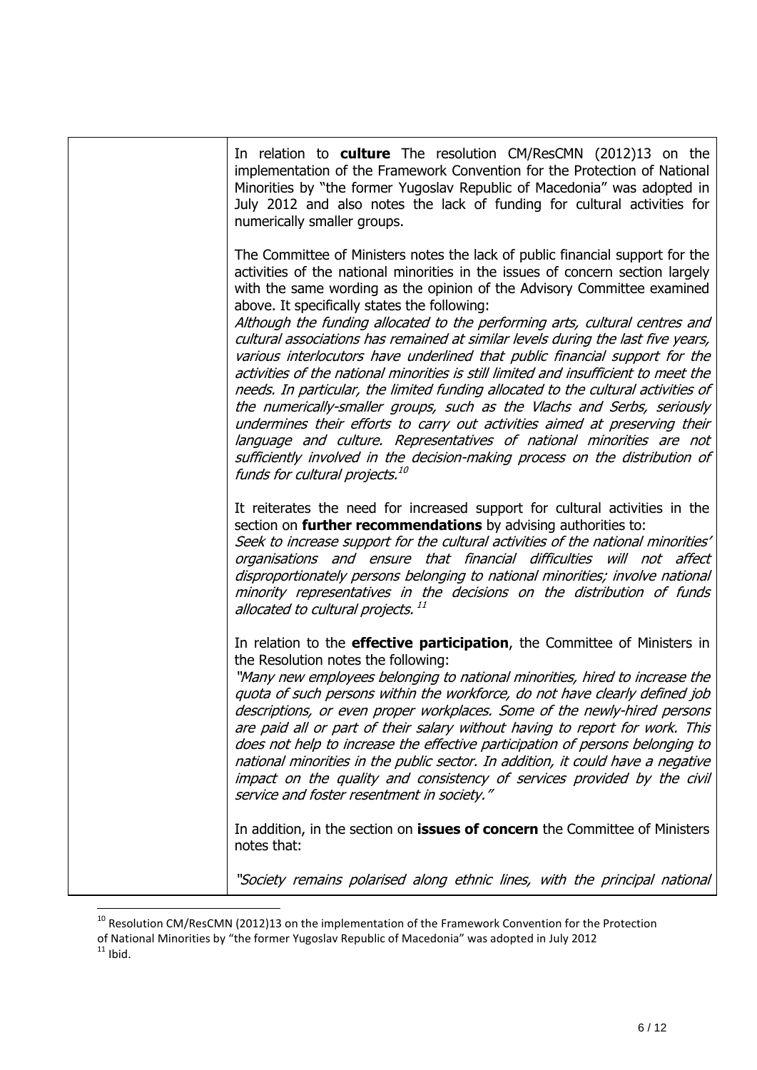| | In relation to **culture** The resolution CM/ResCMN (2012)13 on the implementation of the Framework Convention for the Protection of National Minorities by "the former Yugoslav Republic of Macedonia" was adopted in July 2012 and also notes the lack of funding for cultural activities for numerically smaller groups.<br><br>The Committee of Ministers notes the lack of public financial support for the activities of the national minorities in the issues of concern section largely with the same wording as the opinion of the Advisory Committee examined above. It specifically states the following:<br>*Although the funding allocated to the performing arts, cultural centres and cultural associations has remained at similar levels during the last five years, various interlocutors have underlined that public financial support for the activities of the national minorities is still limited and insufficient to meet the needs. In particular, the limited funding allocated to the cultural activities of the numerically-smaller groups, such as the Vlachs and Serbs, seriously undermines their efforts to carry out activities aimed at preserving their language and culture. Representatives of national minorities are not sufficiently involved in the decision-making process on the distribution of funds for cultural projects.*[10]<br><br>It reiterates the need for increased support for cultural activities in the section on **further recommendations** by advising authorities to:<br>*Seek to increase support for the cultural activities of the national minorities' organisations and ensure that financial difficulties will not affect disproportionately persons belonging to national minorities; involve national minority representatives in the decisions on the distribution of funds allocated to cultural projects.* [11]<br><br>In relation to the **effective participation**, the Committee of Ministers in the Resolution notes the following:<br>*"Many new employees belonging to national minorities, hired to increase the quota of such persons within the workforce, do not have clearly defined job descriptions, or even proper workplaces. Some of the newly-hired persons are paid all or part of their salary without having to report for work. This does not help to increase the effective participation of persons belonging to national minorities in the public sector. In addition, it could have a negative impact on the quality and consistency of services provided by the civil service and foster resentment in society."*<br><br>In addition, in the section on **issues of concern** the Committee of Ministers notes that:<br><br>*"Society remains polarised along ethnic lines, with the principal national* |
|---|---|

[10] Resolution CM/ResCMN (2012)13 on the implementation of the Framework Convention for the Protection of National Minorities by "the former Yugoslav Republic of Macedonia" was adopted in July 2012

[11] Ibid.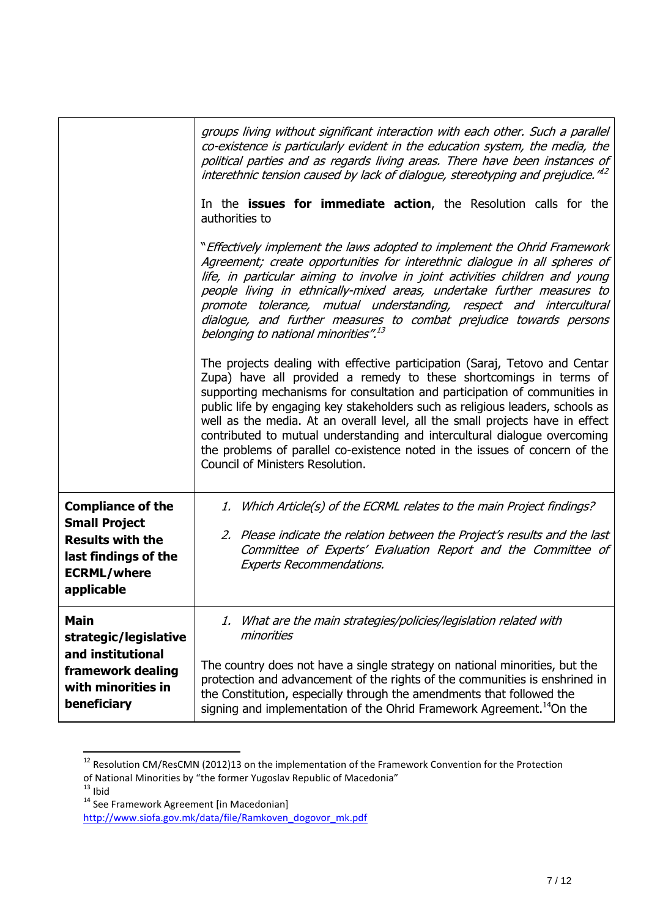| | |
|---|---|
| | *groups living without significant interaction with each other. Such a parallel co-existence is particularly evident in the education system, the media, the political parties and as regards living areas. There have been instances of interethnic tension caused by lack of dialogue, stereotyping and prejudice."*[12]<br><br>In the **issues for immediate action**, the Resolution calls for the authorities to<br><br>"*Effectively implement the laws adopted to implement the Ohrid Framework Agreement; create opportunities for interethnic dialogue in all spheres of life, in particular aiming to involve in joint activities children and young people living in ethnically-mixed areas, undertake further measures to promote tolerance, mutual understanding, respect and intercultural dialogue, and further measures to combat prejudice towards persons belonging to national minorities".*[13]<br><br>The projects dealing with effective participation (Saraj, Tetovo and Centar Zupa) have all provided a remedy to these shortcomings in terms of supporting mechanisms for consultation and participation of communities in public life by engaging key stakeholders such as religious leaders, schools as well as the media. At an overall level, all the small projects have in effect contributed to mutual understanding and intercultural dialogue overcoming the problems of parallel co-existence noted in the issues of concern of the Council of Ministers Resolution. |
| **Compliance of the Small Project Results with the last findings of the ECRML/where applicable** | 1. *Which Article(s) of the ECRML relates to the main Project findings?*<br><br>2. *Please indicate the relation between the Project's results and the last Committee of Experts' Evaluation Report and the Committee of Experts Recommendations.* |
| **Main strategic/legislative and institutional framework dealing with minorities in beneficiary** | 1. *What are the main strategies/policies/legislation related with minorities*<br><br>The country does not have a single strategy on national minorities, but the protection and advancement of the rights of the communities is enshrined in the Constitution, especially through the amendments that followed the signing and implementation of the Ohrid Framework Agreement.[14]On the |

[12] Resolution CM/ResCMN (2012)13 on the implementation of the Framework Convention for the Protection of National Minorities by "the former Yugoslav Republic of Macedonia"

[13] Ibid

[14] See Framework Agreement [in Macedonian] http://www.siofa.gov.mk/data/file/Ramkoven_dogovor_mk.pdf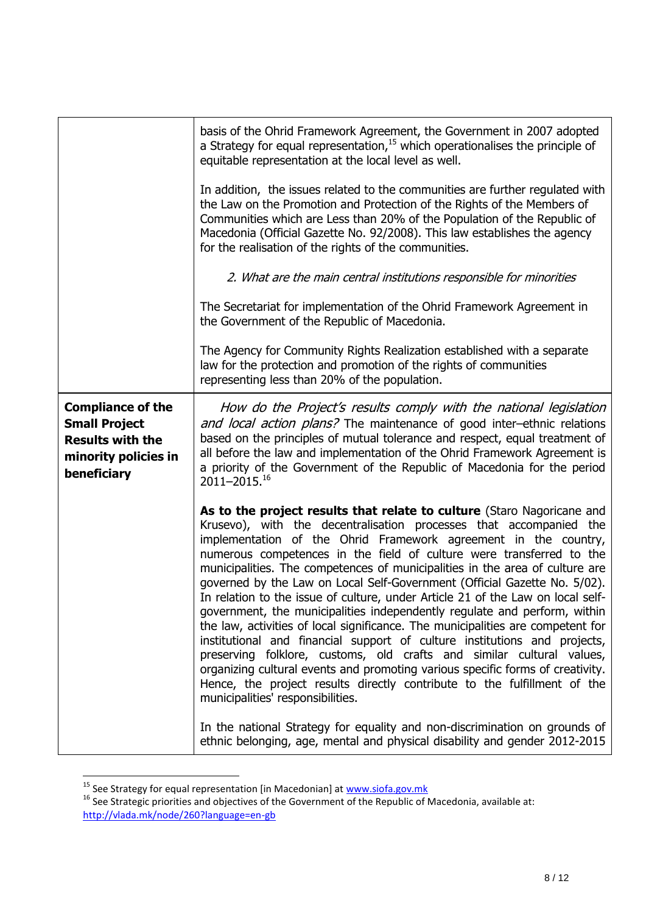| | |
|---|---|
| | basis of the Ohrid Framework Agreement, the Government in 2007 adopted a Strategy for equal representation,[15] which operationalises the principle of equitable representation at the local level as well.<br><br>In addition, the issues related to the communities are further regulated with the Law on the Promotion and Protection of the Rights of the Members of Communities which are Less than 20% of the Population of the Republic of Macedonia (Official Gazette No. 92/2008). This law establishes the agency for the realisation of the rights of the communities.<br><br>*2. What are the main central institutions responsible for minorities*<br><br>The Secretariat for implementation of the Ohrid Framework Agreement in the Government of the Republic of Macedonia.<br><br>The Agency for Community Rights Realization established with a separate law for the protection and promotion of the rights of communities representing less than 20% of the population. |
| **Compliance of the Small Project Results with the minority policies in beneficiary** | *How do the Project's results comply with the national legislation and local action plans?* The maintenance of good inter–ethnic relations based on the principles of mutual tolerance and respect, equal treatment of all before the law and implementation of the Ohrid Framework Agreement is a priority of the Government of the Republic of Macedonia for the period 2011–2015.[16]<br><br>**As to the project results that relate to culture** (Staro Nagoricane and Krusevo), with the decentralisation processes that accompanied the implementation of the Ohrid Framework agreement in the country, numerous competences in the field of culture were transferred to the municipalities. The competences of municipalities in the area of culture are governed by the Law on Local Self-Government (Official Gazette No. 5/02). In relation to the issue of culture, under Article 21 of the Law on local self-government, the municipalities independently regulate and perform, within the law, activities of local significance. The municipalities are competent for institutional and financial support of culture institutions and projects, preserving folklore, customs, old crafts and similar cultural values, organizing cultural events and promoting various specific forms of creativity. Hence, the project results directly contribute to the fulfillment of the municipalities' responsibilities.<br><br>In the national Strategy for equality and non-discrimination on grounds of ethnic belonging, age, mental and physical disability and gender 2012-2015 |

[15] See Strategy for equal representation [in Macedonian] at www.siofa.gov.mk

[16] See Strategic priorities and objectives of the Government of the Republic of Macedonia, available at: http://vlada.mk/node/260?language=en-gb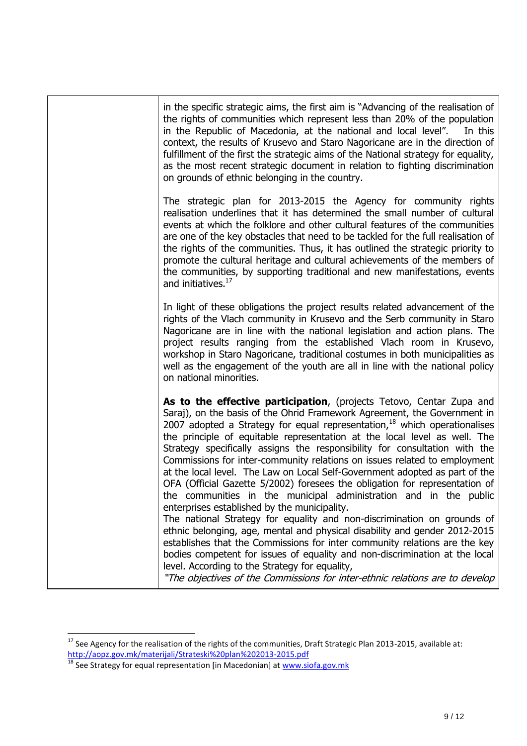| | |
|---|---|
| | in the specific strategic aims, the first aim is "Advancing of the realisation of the rights of communities which represent less than 20% of the population in the Republic of Macedonia, at the national and local level". In this context, the results of Krusevo and Staro Nagoricane are in the direction of fulfillment of the first the strategic aims of the National strategy for equality, as the most recent strategic document in relation to fighting discrimination on grounds of ethnic belonging in the country.<br><br>The strategic plan for 2013-2015 the Agency for community rights realisation underlines that it has determined the small number of cultural events at which the folklore and other cultural features of the communities are one of the key obstacles that need to be tackled for the full realisation of the rights of the communities. Thus, it has outlined the strategic priority to promote the cultural heritage and cultural achievements of the members of the communities, by supporting traditional and new manifestations, events and initiatives.[17]<br><br>In light of these obligations the project results related advancement of the rights of the Vlach community in Krusevo and the Serb community in Staro Nagoricane are in line with the national legislation and action plans. The project results ranging from the established Vlach room in Krusevo, workshop in Staro Nagoricane, traditional costumes in both municipalities as well as the engagement of the youth are all in line with the national policy on national minorities.<br><br>**As to the effective participation**, (projects Tetovo, Centar Zupa and Saraj), on the basis of the Ohrid Framework Agreement, the Government in 2007 adopted a Strategy for equal representation,[18] which operationalises the principle of equitable representation at the local level as well. The Strategy specifically assigns the responsibility for consultation with the Commissions for inter-community relations on issues related to employment at the local level. The Law on Local Self-Government adopted as part of the OFA (Official Gazette 5/2002) foresees the obligation for representation of the communities in the municipal administration and in the public enterprises established by the municipality.<br>The national Strategy for equality and non-discrimination on grounds of ethnic belonging, age, mental and physical disability and gender 2012-2015 establishes that the Commissions for inter community relations are the key bodies competent for issues of equality and non-discrimination at the local level. According to the Strategy for equality,<br>*"The objectives of the Commissions for inter-ethnic relations are to develop* |

[17] See Agency for the realisation of the rights of the communities, Draft Strategic Plan 2013-2015, available at: http://aopz.gov.mk/materijali/Strateski%20plan%202013-2015.pdf

[18] See Strategy for equal representation [in Macedonian] at www.siofa.gov.mk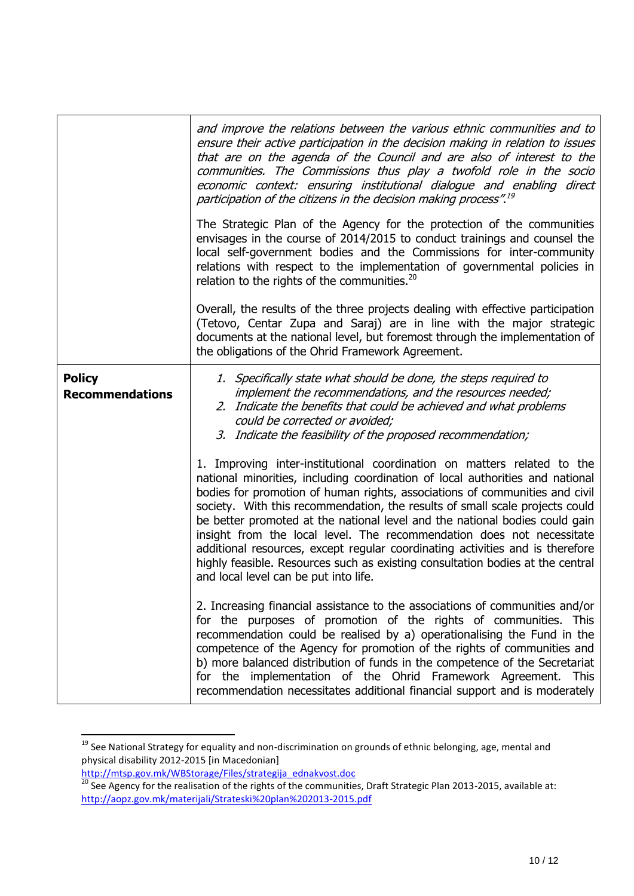| | |
|---|---|
| | *and improve the relations between the various ethnic communities and to ensure their active participation in the decision making in relation to issues that are on the agenda of the Council and are also of interest to the communities. The Commissions thus play a twofold role in the socio economic context: ensuring institutional dialogue and enabling direct participation of the citizens in the decision making process".*[19]<br><br>The Strategic Plan of the Agency for the protection of the communities envisages in the course of 2014/2015 to conduct trainings and counsel the local self-government bodies and the Commissions for inter-community relations with respect to the implementation of governmental policies in relation to the rights of the communities.[20]<br><br>Overall, the results of the three projects dealing with effective participation (Tetovo, Centar Zupa and Saraj) are in line with the major strategic documents at the national level, but foremost through the implementation of the obligations of the Ohrid Framework Agreement. |
| **Policy Recommendations** | *1. Specifically state what should be done, the steps required to implement the recommendations, and the resources needed;*<br>*2. Indicate the benefits that could be achieved and what problems could be corrected or avoided;*<br>*3. Indicate the feasibility of the proposed recommendation;*<br><br>1. Improving inter-institutional coordination on matters related to the national minorities, including coordination of local authorities and national bodies for promotion of human rights, associations of communities and civil society. With this recommendation, the results of small scale projects could be better promoted at the national level and the national bodies could gain insight from the local level. The recommendation does not necessitate additional resources, except regular coordinating activities and is therefore highly feasible. Resources such as existing consultation bodies at the central and local level can be put into life.<br><br>2. Increasing financial assistance to the associations of communities and/or for the purposes of promotion of the rights of communities. This recommendation could be realised by a) operationalising the Fund in the competence of the Agency for promotion of the rights of communities and b) more balanced distribution of funds in the competence of the Secretariat for the implementation of the Ohrid Framework Agreement. This recommendation necessitates additional financial support and is moderately |

[19] See National Strategy for equality and non-discrimination on grounds of ethnic belonging, age, mental and physical disability 2012-2015 [in Macedonian] http://mtsp.gov.mk/WBStorage/Files/strategija_ednakvost.doc

[20] See Agency for the realisation of the rights of the communities, Draft Strategic Plan 2013-2015, available at: http://aopz.gov.mk/materijali/Strateski%20plan%202013-2015.pdf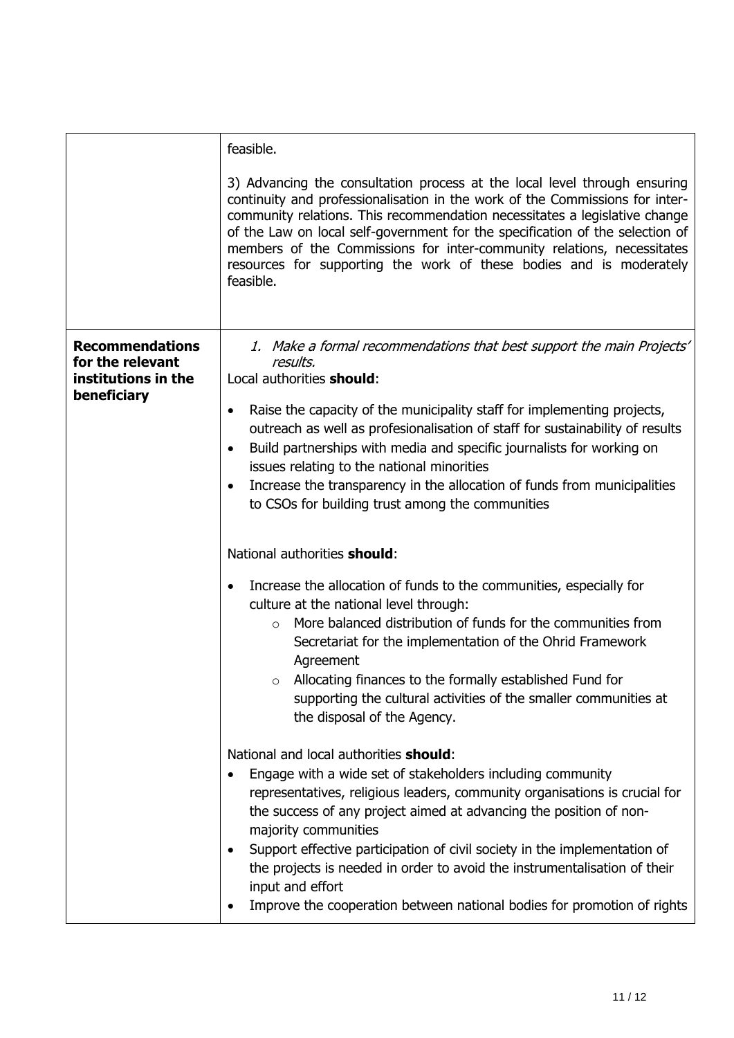|  |  |
|---|---|
|  | feasible.<br><br>3) Advancing the consultation process at the local level through ensuring continuity and professionalisation in the work of the Commissions for inter-community relations. This recommendation necessitates a legislative change of the Law on local self-government for the specification of the selection of members of the Commissions for inter-community relations, necessitates resources for supporting the work of these bodies and is moderately feasible. |
| **Recommendations for the relevant institutions in the beneficiary** | *1. Make a formal recommendations that best support the main Projects' results.*<br>Local authorities **should**:<br>• Raise the capacity of the municipality staff for implementing projects, outreach as well as profesionalisation of staff for sustainability of results<br>• Build partnerships with media and specific journalists for working on issues relating to the national minorities<br>• Increase the transparency in the allocation of funds from municipalities to CSOs for building trust among the communities<br><br>National authorities **should**:<br>• Increase the allocation of funds to the communities, especially for culture at the national level through:<br>  ○ More balanced distribution of funds for the communities from Secretariat for the implementation of the Ohrid Framework Agreement<br>  ○ Allocating finances to the formally established Fund for supporting the cultural activities of the smaller communities at the disposal of the Agency.<br><br>National and local authorities **should**:<br>• Engage with a wide set of stakeholders including community representatives, religious leaders, community organisations is crucial for the success of any project aimed at advancing the position of non-majority communities<br>• Support effective participation of civil society in the implementation of the projects is needed in order to avoid the instrumentalisation of their input and effort<br>• Improve the cooperation between national bodies for promotion of rights |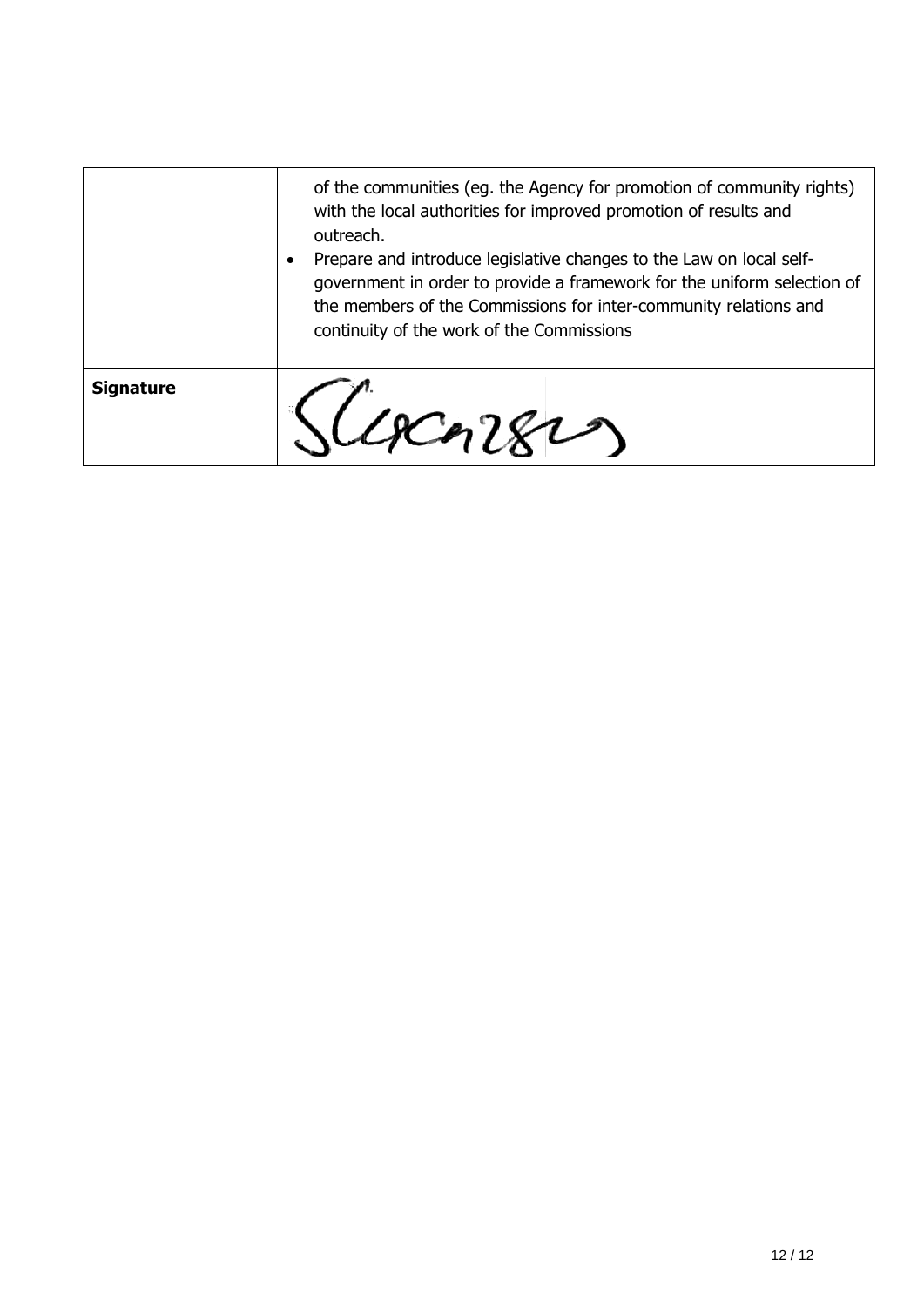| | |
|---|---|
| | of the communities (eg. the Agency for promotion of community rights) with the local authorities for improved promotion of results and outreach.<br>• Prepare and introduce legislative changes to the Law on local self-government in order to provide a framework for the uniform selection of the members of the Commissions for inter-community relations and continuity of the work of the Commissions |
| **Signature** | |